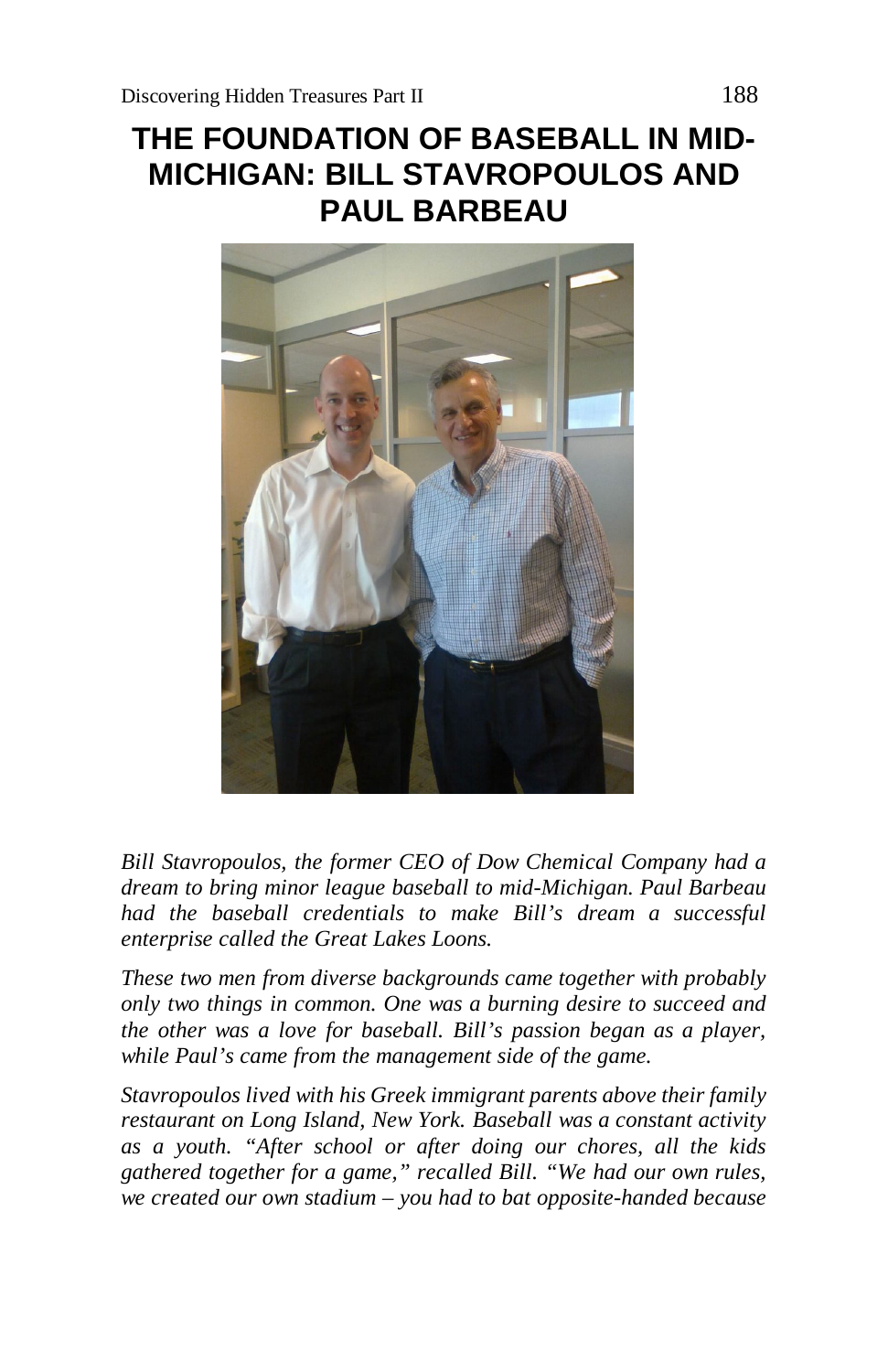# THE FOUNDATION OF BASEBALL IN MID-MICHIGAN: BILL STAVROPOULOS AND PAUL BARBEAU

*Bill Stavropoulos, the former CEO of Dow Chemical Company had a dream to bring minor league baseball to mid-Michigan. Paul Barbeau had the baseball credentials to make Bill's dream a successful enterprise called the Great Lakes Loons.*

*These two men from diverse backgrounds came together with probably only two things in common. One was a burning desire to succeed and the other was a love for baseball. Bill's passion began as a player, while Paul's came from the management side of the game.*

*Stavropoulos lived with his Greek immigrant parents above their family restaurant on Long Island, New York. Baseball was a constant activity as a youth. "After school or after doing our chores, all the kids gathered together for a game," recalled Bill. "We had our own rules, we created our own stadium – you had to bat opposite-handed because*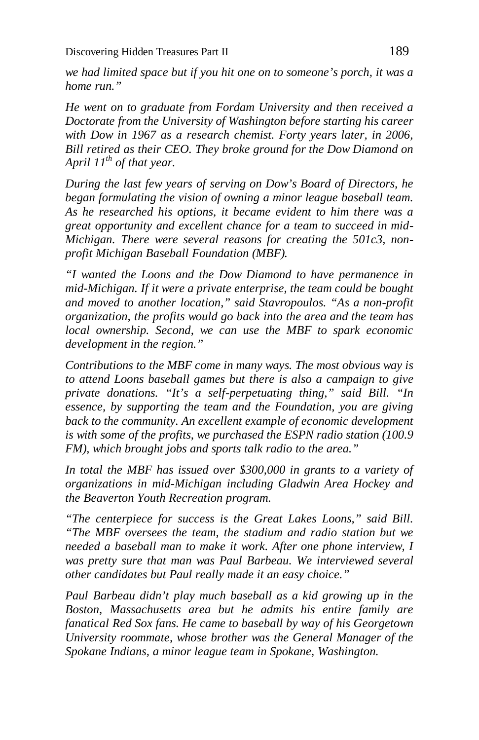*we had limited space but if you hit one on to someone's porch, it was a home run."*

*He went on to graduate from Fordam University and then received a Doctorate from the University of Washington before starting his career with Dow in 1967 as a research chemist. Forty years later, in 2006, Bill retired as their CEO. They broke ground for the Dow Diamond on April 11th of that year.*

*During the last few years of serving on Dow's Board of Directors, he began formulating the vision of owning a minor league baseball team. As he researched his options, it became evident to him there was a great opportunity and excellent chance for a team to succeed in mid-Michigan. There were several reasons for creating the 501c3, non-profit Michigan Baseball Foundation (MBF).*

*"I wanted the Loons and the Dow Diamond to have permanence in mid-Michigan. If it were a private enterprise, the team could be bought and moved to another location," said Stavropoulos. "As a non-profit organization, the profits would go back into the area and the team has local ownership. Second, we can use the MBF to spark economic development in the region."*

*Contributions to the MBF come in many ways. The most obvious way is to attend Loons baseball games but there is also a campaign to give private donations. "It's a self-perpetuating thing," said Bill. "In essence, by supporting the team and the Foundation, you are giving back to the community. An excellent example of economic development is with some of the profits, we purchased the ESPN radio station (100.9 FM), which brought jobs and sports talk radio to the area."*

*In total the MBF has issued over $300,000 in grants to a variety of organizations in mid-Michigan including Gladwin Area Hockey and the Beaverton Youth Recreation program.*

*"The centerpiece for success is the Great Lakes Loons," said Bill. "The MBF oversees the team, the stadium and radio station but we needed a baseball man to make it work. After one phone interview, I was pretty sure that man was Paul Barbeau. We interviewed several other candidates but Paul really made it an easy choice."*

*Paul Barbeau didn't play much baseball as a kid growing up in the Boston, Massachusetts area but he admits his entire family are fanatical Red Sox fans. He came to baseball by way of his Georgetown University roommate, whose brother was the General Manager of the Spokane Indians, a minor league team in Spokane, Washington.*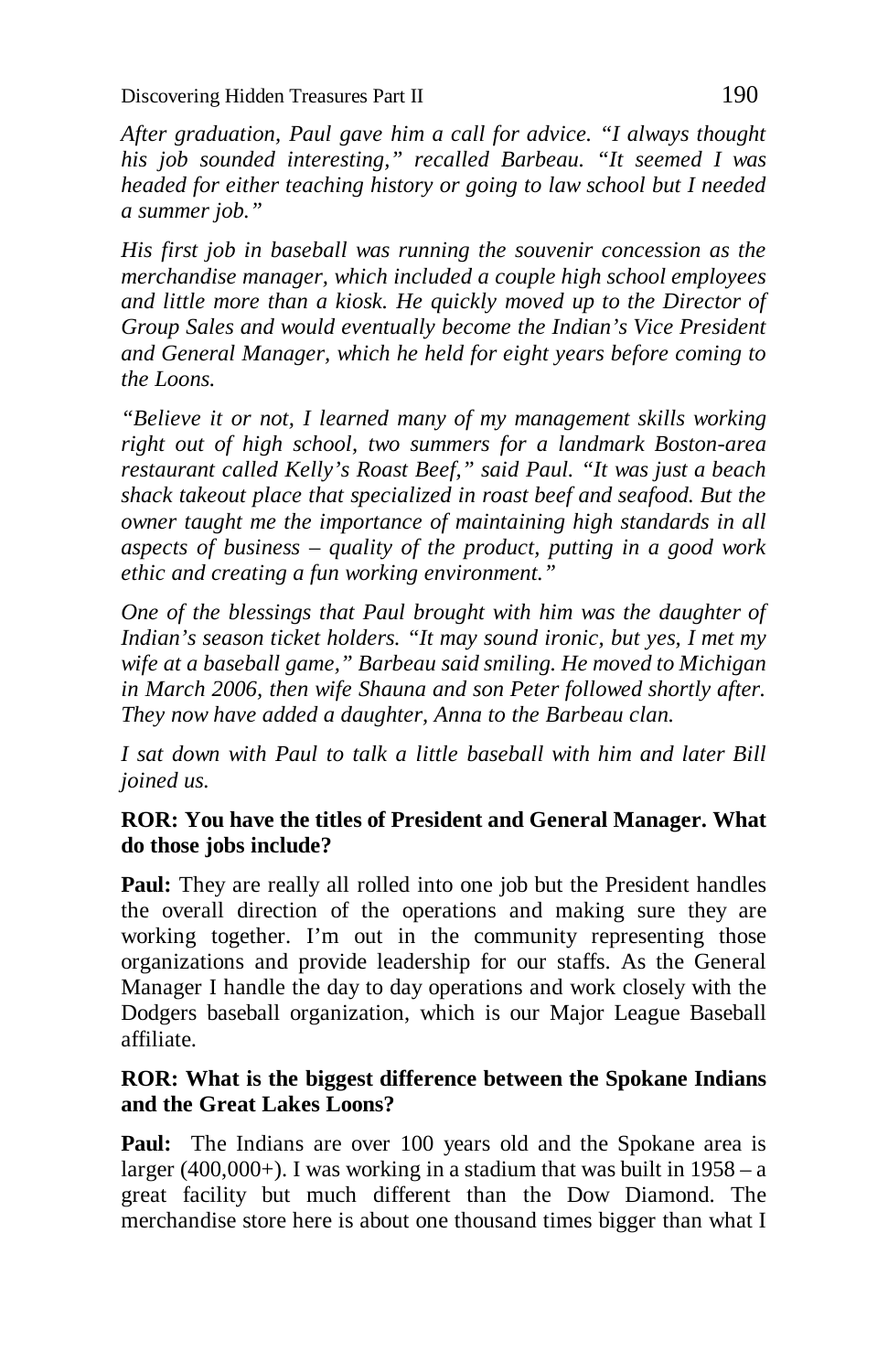*After graduation, Paul gave him a call for advice. "I always thought his job sounded interesting," recalled Barbeau. "It seemed I was headed for either teaching history or going to law school but I needed a summer job."*

*His first job in baseball was running the souvenir concession as the merchandise manager, which included a couple high school employees and little more than a kiosk. He quickly moved up to the Director of Group Sales and would eventually become the Indian's Vice President and General Manager, which he held for eight years before coming to the Loons.*

*"Believe it or not, I learned many of my management skills working right out of high school, two summers for a landmark Boston-area restaurant called Kelly's Roast Beef," said Paul. "It was just a beach shack takeout place that specialized in roast beef and seafood. But the owner taught me the importance of maintaining high standards in all aspects of business – quality of the product, putting in a good work ethic and creating a fun working environment."*

*One of the blessings that Paul brought with him was the daughter of Indian's season ticket holders. "It may sound ironic, but yes, I met my wife at a baseball game," Barbeau said smiling. He moved to Michigan in March 2006, then wife Shauna and son Peter followed shortly after. They now have added a daughter, Anna to the Barbeau clan.*

*I sat down with Paul to talk a little baseball with him and later Bill joined us.*

**ROR: You have the titles of President and General Manager. What do those jobs include?**

**Paul:** They are really all rolled into one job but the President handles the overall direction of the operations and making sure they are working together. I'm out in the community representing those organizations and provide leadership for our staffs. As the General Manager I handle the day to day operations and work closely with the Dodgers baseball organization, which is our Major League Baseball affiliate.

**ROR: What is the biggest difference between the Spokane Indians and the Great Lakes Loons?**

**Paul:** The Indians are over 100 years old and the Spokane area is larger (400,000+). I was working in a stadium that was built in 1958 – a great facility but much different than the Dow Diamond. The merchandise store here is about one thousand times bigger than what I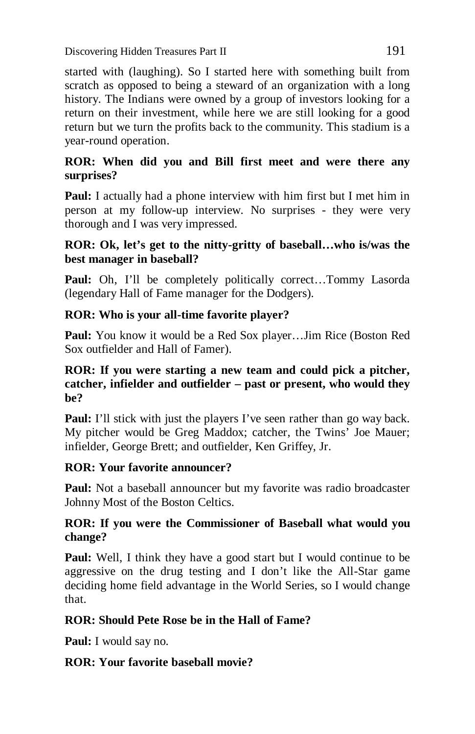started with (laughing). So I started here with something built from scratch as opposed to being a steward of an organization with a long history. The Indians were owned by a group of investors looking for a return on their investment, while here we are still looking for a good return but we turn the profits back to the community. This stadium is a year-round operation.

**ROR: When did you and Bill first meet and were there any surprises?**

**Paul:** I actually had a phone interview with him first but I met him in person at my follow-up interview. No surprises - they were very thorough and I was very impressed.

**ROR: Ok, let's get to the nitty-gritty of baseball…who is/was the best manager in baseball?**

**Paul:** Oh, I'll be completely politically correct…Tommy Lasorda (legendary Hall of Fame manager for the Dodgers).

**ROR: Who is your all-time favorite player?**

**Paul:** You know it would be a Red Sox player…Jim Rice (Boston Red Sox outfielder and Hall of Famer).

**ROR: If you were starting a new team and could pick a pitcher, catcher, infielder and outfielder – past or present, who would they be?**

**Paul:** I'll stick with just the players I've seen rather than go way back. My pitcher would be Greg Maddox; catcher, the Twins' Joe Mauer; infielder, George Brett; and outfielder, Ken Griffey, Jr.

**ROR: Your favorite announcer?**

**Paul:** Not a baseball announcer but my favorite was radio broadcaster Johnny Most of the Boston Celtics.

**ROR: If you were the Commissioner of Baseball what would you change?**

**Paul:** Well, I think they have a good start but I would continue to be aggressive on the drug testing and I don't like the All-Star game deciding home field advantage in the World Series, so I would change that.

**ROR: Should Pete Rose be in the Hall of Fame?**

**Paul:** I would say no.

**ROR: Your favorite baseball movie?**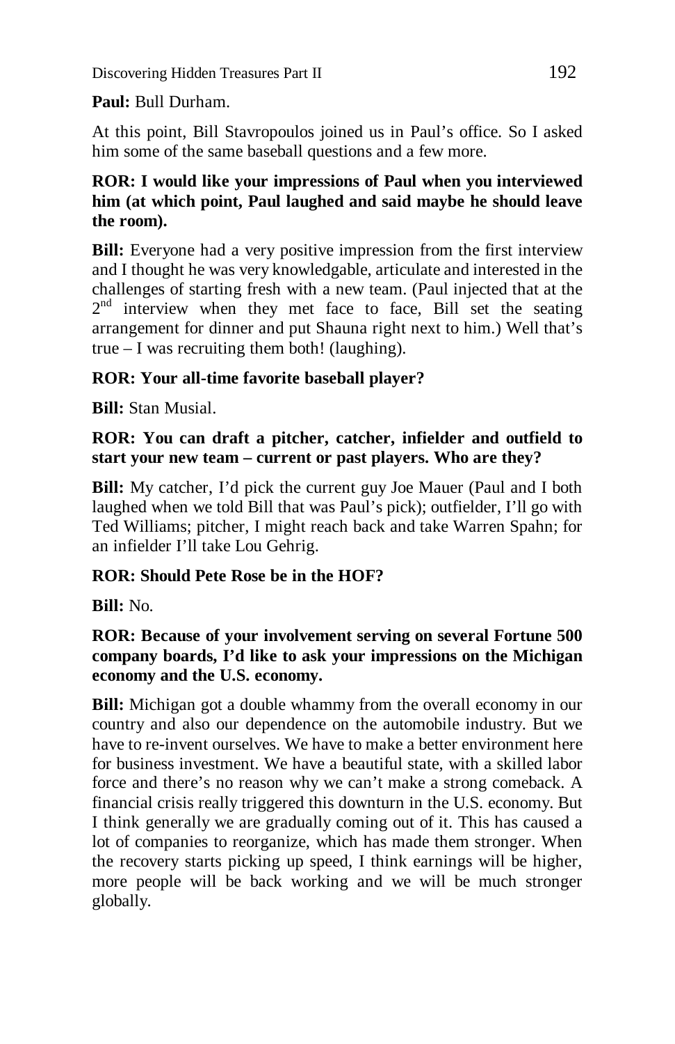**Paul:** Bull Durham.

At this point, Bill Stavropoulos joined us in Paul's office. So I asked him some of the same baseball questions and a few more.

**ROR: I would like your impressions of Paul when you interviewed him (at which point, Paul laughed and said maybe he should leave the room).**

**Bill:** Everyone had a very positive impression from the first interview and I thought he was very knowledgable, articulate and interested in the challenges of starting fresh with a new team. (Paul injected that at the 2nd interview when they met face to face, Bill set the seating arrangement for dinner and put Shauna right next to him.) Well that's true – I was recruiting them both! (laughing).

**ROR: Your all-time favorite baseball player?**

**Bill:** Stan Musial.

**ROR: You can draft a pitcher, catcher, infielder and outfield to start your new team – current or past players. Who are they?**

**Bill:** My catcher, I'd pick the current guy Joe Mauer (Paul and I both laughed when we told Bill that was Paul's pick); outfielder, I'll go with Ted Williams; pitcher, I might reach back and take Warren Spahn; for an infielder I'll take Lou Gehrig.

**ROR: Should Pete Rose be in the HOF?**

**Bill:** No.

**ROR: Because of your involvement serving on several Fortune 500 company boards, I'd like to ask your impressions on the Michigan economy and the U.S. economy.**

**Bill:** Michigan got a double whammy from the overall economy in our country and also our dependence on the automobile industry. But we have to re-invent ourselves. We have to make a better environment here for business investment. We have a beautiful state, with a skilled labor force and there's no reason why we can't make a strong comeback. A financial crisis really triggered this downturn in the U.S. economy. But I think generally we are gradually coming out of it. This has caused a lot of companies to reorganize, which has made them stronger. When the recovery starts picking up speed, I think earnings will be higher, more people will be back working and we will be much stronger globally.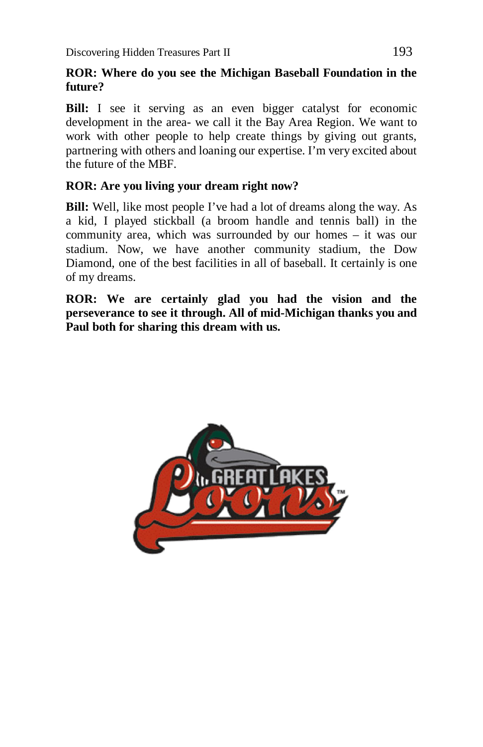**ROR: Where do you see the Michigan Baseball Foundation in the future?**

**Bill:** I see it serving as an even bigger catalyst for economic development in the area- we call it the Bay Area Region. We want to work with other people to help create things by giving out grants, partnering with others and loaning our expertise. I'm very excited about the future of the MBF.

**ROR: Are you living your dream right now?**

**Bill:** Well, like most people I've had a lot of dreams along the way. As a kid, I played stickball (a broom handle and tennis ball) in the community area, which was surrounded by our homes – it was our stadium. Now, we have another community stadium, the Dow Diamond, one of the best facilities in all of baseball. It certainly is one of my dreams.

**ROR: We are certainly glad you had the vision and the perseverance to see it through. All of mid-Michigan thanks you and Paul both for sharing this dream with us.**